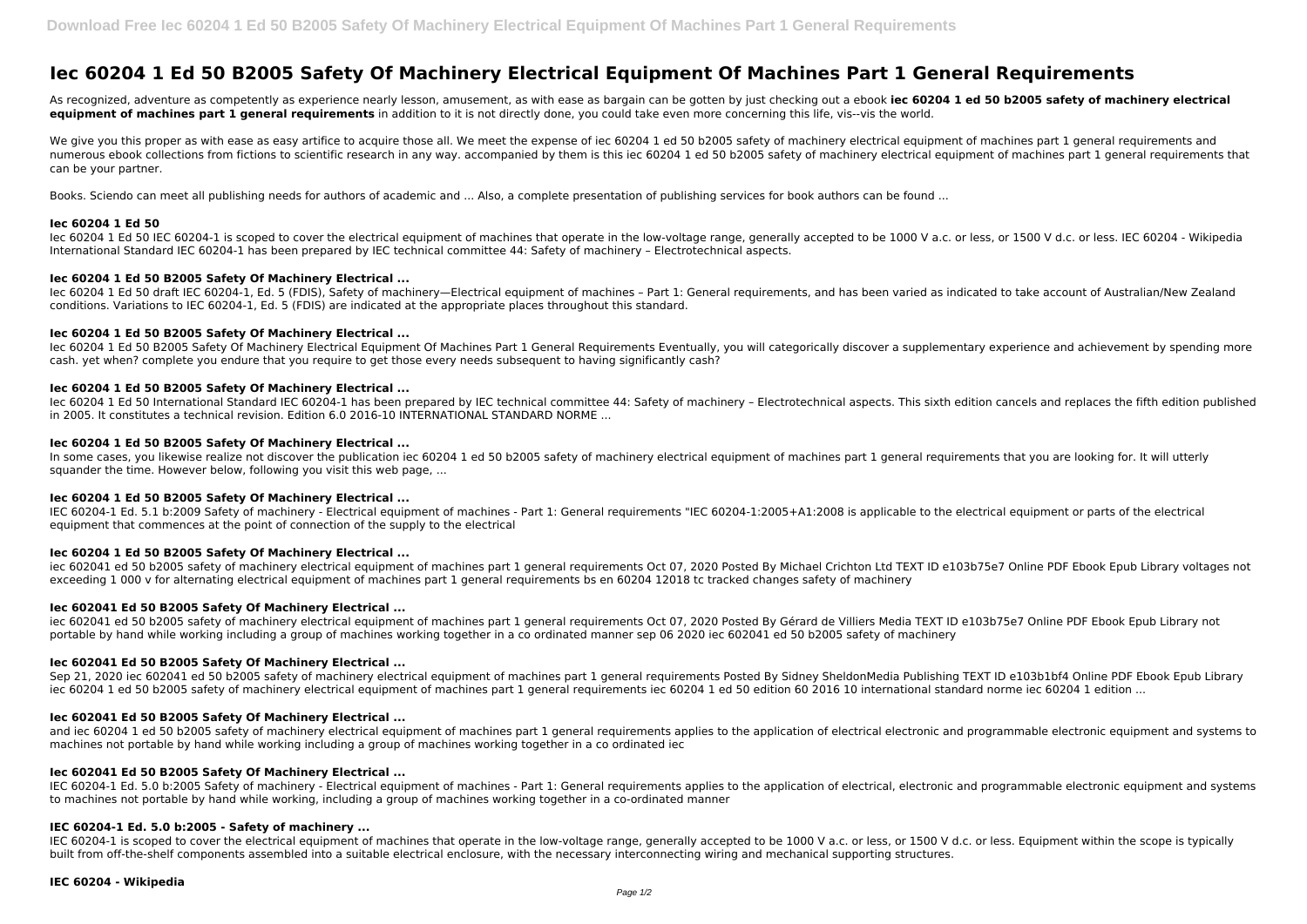# Iec 60204 1 Ed 50 B2005 Safety Of Machinery Electrical Equipment Of Machines Part 1 General Requirements

As recognized, adventure as competently as experience nearly lesson, amusement, as with ease as bargain can be gotten by just checking out a ebook **iec 60204 1 ed 50 b2005 safety of machinery electrical equipment of machines part 1 general requirements** in addition to it is not directly done, you could take even more concerning this life, vis--vis the world.

We give you this proper as with ease as easy artifice to acquire those all. We meet the expense of iec 60204 1 ed 50 b2005 safety of machinery electrical equipment of machines part 1 general requirements and numerous ebook collections from fictions to scientific research in any way. accompanied by them is this iec 60204 1 ed 50 b2005 safety of machinery electrical equipment of machines part 1 general requirements that can be your partner.

Books. Sciendo can meet all publishing needs for authors of academic and ... Also, a complete presentation of publishing services for book authors can be found ...

### Iec 60204 1 Ed 50

Iec 60204 1 Ed 50 IEC 60204-1 is scoped to cover the electrical equipment of machines that operate in the low-voltage range, generally accepted to be 1000 V a.c. or less, or 1500 V d.c. or less. IEC 60204 - Wikipedia International Standard IEC 60204-1 has been prepared by IEC technical committee 44: Safety of machinery – Electrotechnical aspects.

### Iec 60204 1 Ed 50 B2005 Safety Of Machinery Electrical ...

Iec 60204 1 Ed 50 draft IEC 60204-1, Ed. 5 (FDIS), Safety of machinery—Electrical equipment of machines – Part 1: General requirements, and has been varied as indicated to take account of Australian/New Zealand conditions. Variations to IEC 60204-1, Ed. 5 (FDIS) are indicated at the appropriate places throughout this standard.

### Iec 60204 1 Ed 50 B2005 Safety Of Machinery Electrical ...

Iec 60204 1 Ed 50 B2005 Safety Of Machinery Electrical Equipment Of Machines Part 1 General Requirements Eventually, you will categorically discover a supplementary experience and achievement by spending more cash. yet when? complete you endure that you require to get those every needs subsequent to having significantly cash?

### Iec 60204 1 Ed 50 B2005 Safety Of Machinery Electrical ...

Iec 60204 1 Ed 50 International Standard IEC 60204-1 has been prepared by IEC technical committee 44: Safety of machinery – Electrotechnical aspects. This sixth edition cancels and replaces the fifth edition published in 2005. It constitutes a technical revision. Edition 6.0 2016-10 INTERNATIONAL STANDARD NORME ...

### Iec 60204 1 Ed 50 B2005 Safety Of Machinery Electrical ...

In some cases, you likewise realize not discover the publication iec 60204 1 ed 50 b2005 safety of machinery electrical equipment of machines part 1 general requirements that you are looking for. It will utterly squander the time. However below, following you visit this web page, ...

### Iec 60204 1 Ed 50 B2005 Safety Of Machinery Electrical ...

IEC 60204-1 Ed. 5.1 b:2009 Safety of machinery - Electrical equipment of machines - Part 1: General requirements "IEC 60204-1:2005+A1:2008 is applicable to the electrical equipment or parts of the electrical equipment that commences at the point of connection of the supply to the electrical

### Iec 60204 1 Ed 50 B2005 Safety Of Machinery Electrical ...

iec 602041 ed 50 b2005 safety of machinery electrical equipment of machines part 1 general requirements Oct 07, 2020 Posted By Michael Crichton Ltd TEXT ID e103b75e7 Online PDF Ebook Epub Library voltages not exceeding 1 000 v for alternating electrical equipment of machines part 1 general requirements bs en 60204 12018 tc tracked changes safety of machinery

### Iec 602041 Ed 50 B2005 Safety Of Machinery Electrical ...

iec 602041 ed 50 b2005 safety of machinery electrical equipment of machines part 1 general requirements Oct 07, 2020 Posted By Gérard de Villiers Media TEXT ID e103b75e7 Online PDF Ebook Epub Library not portable by hand while working including a group of machines working together in a co ordinated manner sep 06 2020 iec 602041 ed 50 b2005 safety of machinery

### Iec 602041 Ed 50 B2005 Safety Of Machinery Electrical ...

Sep 21, 2020 iec 602041 ed 50 b2005 safety of machinery electrical equipment of machines part 1 general requirements Posted By Sidney SheldonMedia Publishing TEXT ID e103b1bf4 Online PDF Ebook Epub Library iec 60204 1 ed 50 b2005 safety of machinery electrical equipment of machines part 1 general requirements iec 60204 1 ed 50 edition 60 2016 10 international standard norme iec 60204 1 edition ...

### Iec 602041 Ed 50 B2005 Safety Of Machinery Electrical ...

and iec 60204 1 ed 50 b2005 safety of machinery electrical equipment of machines part 1 general requirements applies to the application of electrical electronic and programmable electronic equipment and systems to machines not portable by hand while working including a group of machines working together in a co ordinated iec

### Iec 602041 Ed 50 B2005 Safety Of Machinery Electrical ...

IEC 60204-1 Ed. 5.0 b:2005 Safety of machinery - Electrical equipment of machines - Part 1: General requirements applies to the application of electrical, electronic and programmable electronic equipment and systems to machines not portable by hand while working, including a group of machines working together in a co-ordinated manner

### IEC 60204-1 Ed. 5.0 b:2005 - Safety of machinery ...

IEC 60204-1 is scoped to cover the electrical equipment of machines that operate in the low-voltage range, generally accepted to be 1000 V a.c. or less, or 1500 V d.c. or less. Equipment within the scope is typically built from off-the-shelf components assembled into a suitable electrical enclosure, with the necessary interconnecting wiring and mechanical supporting structures.

### IEC 60204 - Wikipedia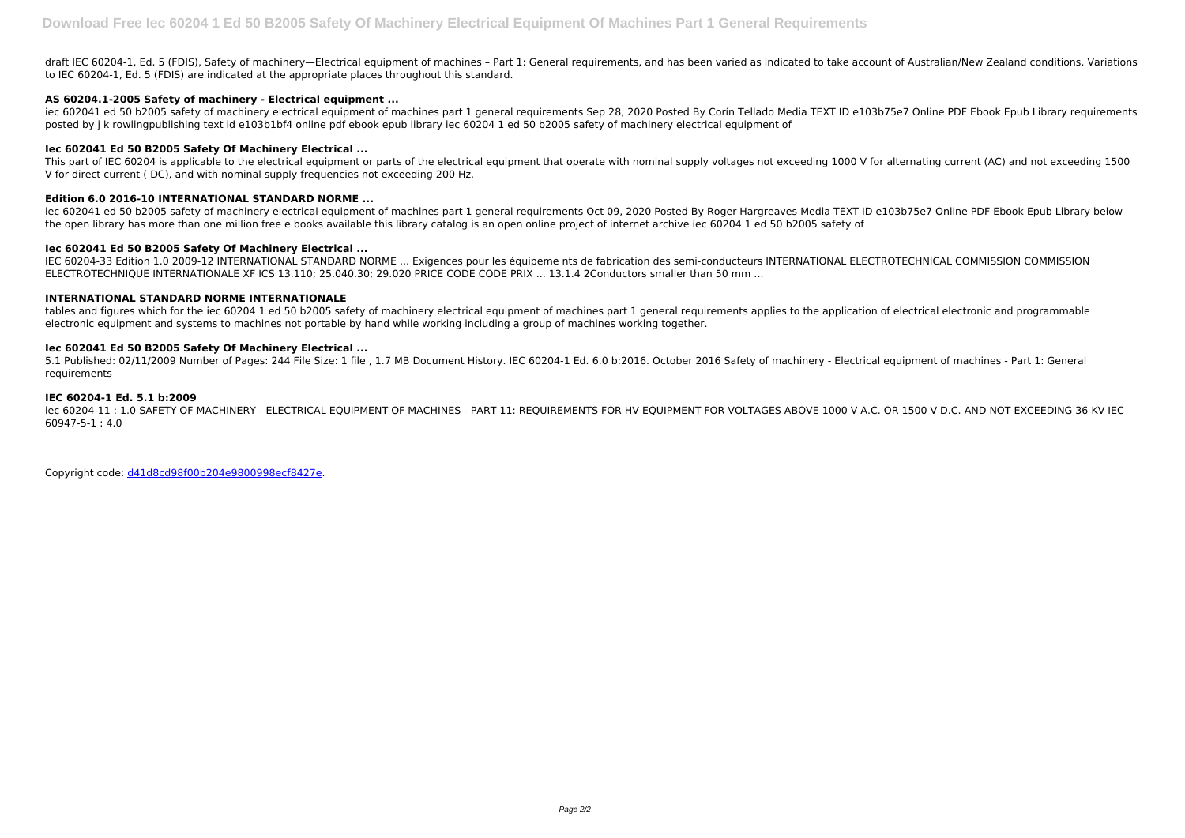draft IEC 60204-1, Ed. 5 (FDIS), Safety of machinery—Electrical equipment of machines – Part 1: General requirements, and has been varied as indicated to take account of Australian/New Zealand conditions. Variations to IEC 60204-1, Ed. 5 (FDIS) are indicated at the appropriate places throughout this standard.

### AS 60204.1-2005 Safety of machinery - Electrical equipment ...

iec 602041 ed 50 b2005 safety of machinery electrical equipment of machines part 1 general requirements Sep 28, 2020 Posted By Corín Tellado Media TEXT ID e103b75e7 Online PDF Ebook Epub Library requirements posted by j k rowlingpublishing text id e103b1bf4 online pdf ebook epub library iec 60204 1 ed 50 b2005 safety of machinery electrical equipment of

### Iec 602041 Ed 50 B2005 Safety Of Machinery Electrical ...

This part of IEC 60204 is applicable to the electrical equipment or parts of the electrical equipment that operate with nominal supply voltages not exceeding 1000 V for alternating current (AC) and not exceeding 1500 V for direct current ( DC), and with nominal supply frequencies not exceeding 200 Hz.

### Edition 6.0 2016-10 INTERNATIONAL STANDARD NORME ...

iec 602041 ed 50 b2005 safety of machinery electrical equipment of machines part 1 general requirements Oct 09, 2020 Posted By Roger Hargreaves Media TEXT ID e103b75e7 Online PDF Ebook Epub Library below the open library has more than one million free e books available this library catalog is an open online project of internet archive iec 60204 1 ed 50 b2005 safety of

### Iec 602041 Ed 50 B2005 Safety Of Machinery Electrical ...

IEC 60204-33 Edition 1.0 2009-12 INTERNATIONAL STANDARD NORME ... Exigences pour les équipeme nts de fabrication des semi-conducteurs INTERNATIONAL ELECTROTECHNICAL COMMISSION COMMISSION ELECTROTECHNIQUE INTERNATIONALE XF ICS 13.110; 25.040.30; 29.020 PRICE CODE CODE PRIX ... 13.1.4 2Conductors smaller than 50 mm ...

### INTERNATIONAL STANDARD NORME INTERNATIONALE

tables and figures which for the iec 60204 1 ed 50 b2005 safety of machinery electrical equipment of machines part 1 general requirements applies to the application of electrical electronic and programmable electronic equipment and systems to machines not portable by hand while working including a group of machines working together.

### Iec 602041 Ed 50 B2005 Safety Of Machinery Electrical ...

5.1 Published: 02/11/2009 Number of Pages: 244 File Size: 1 file , 1.7 MB Document History. IEC 60204-1 Ed. 6.0 b:2016. October 2016 Safety of machinery - Electrical equipment of machines - Part 1: General requirements

### IEC 60204-1 Ed. 5.1 b:2009

iec 60204-11 : 1.0 SAFETY OF MACHINERY - ELECTRICAL EQUIPMENT OF MACHINES - PART 11: REQUIREMENTS FOR HV EQUIPMENT FOR VOLTAGES ABOVE 1000 V A.C. OR 1500 V D.C. AND NOT EXCEEDING 36 KV IEC 60947-5-1 : 4.0

Copyright code: d41d8cd98f00b204e9800998ecf8427e.